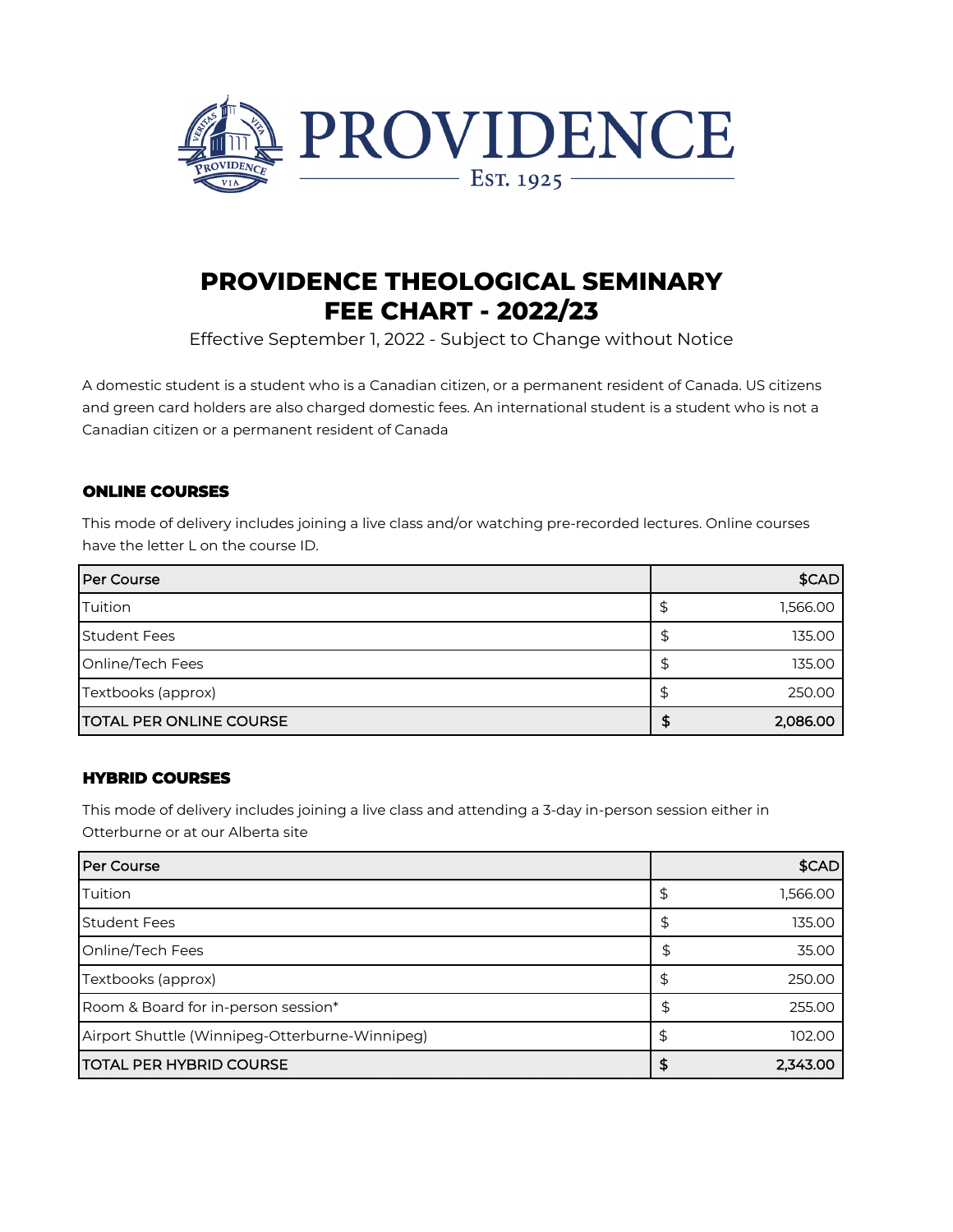# PROVIDENCE

Est. 1925

## PROVIDENCE THEOLOGICAL SEMINARY
## FEE CHART - 2022/23

Effective September 1, 2022 - Subject to Change without Notice

A domestic student is a student who is a Canadian citizen, or a permanent resident of Canada. US citizens and green card holders are also charged domestic fees. An international student is a student who is not a Canadian citizen or a permanent resident of Canada

### ONLINE COURSES

This mode of delivery includes joining a live class and/or watching pre-recorded lectures. Online courses have the letter L on the course ID.

| Per Course | $CAD |
|---|---|
| Tuition | $ 1,566.00 |
| Student Fees | $ 135.00 |
| Online/Tech Fees | $ 135.00 |
| Textbooks (approx) | $ 250.00 |
| TOTAL PER ONLINE COURSE | **$ 2,086.00** |

### HYBRID COURSES

This mode of delivery includes joining a live class and attending a 3-day in-person session either in Otterburne or at our Alberta site

| Per Course | $CAD |
|---|---|
| Tuition | $ 1,566.00 |
| Student Fees | $ 135.00 |
| Online/Tech Fees | $ 35.00 |
| Textbooks (approx) | $ 250.00 |
| Room & Board for in-person session* | $ 255.00 |
| Airport Shuttle (Winnipeg-Otterburne-Winnipeg) | $ 102.00 |
| TOTAL PER HYBRID COURSE | **$ 2,343.00** |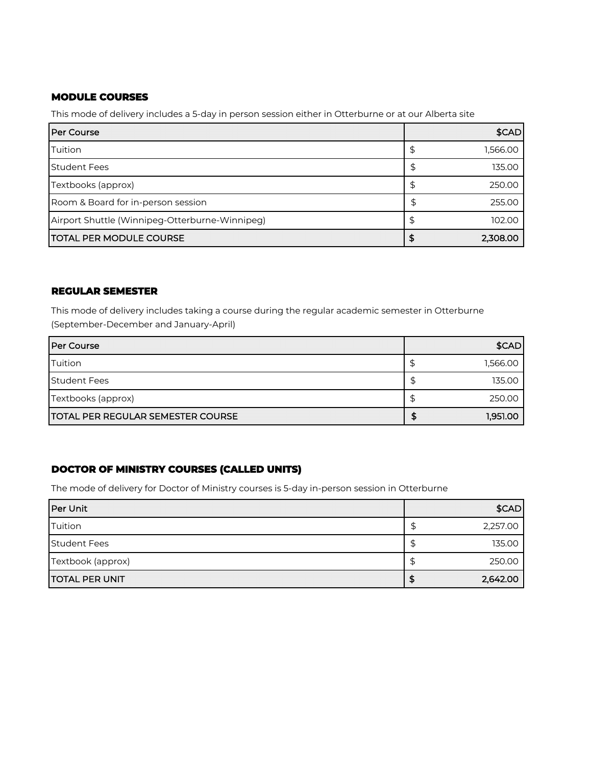### MODULE COURSES

This mode of delivery includes a 5-day in person session either in Otterburne or at our Alberta site

| Per Course | $CAD |
| --- | --- |
| Tuition | $ 1,566.00 |
| Student Fees | $ 135.00 |
| Textbooks (approx) | $ 250.00 |
| Room & Board for in-person session | $ 255.00 |
| Airport Shuttle (Winnipeg-Otterburne-Winnipeg) | $ 102.00 |
| TOTAL PER MODULE COURSE | $ 2,308.00 |

### REGULAR SEMESTER

This mode of delivery includes taking a course during the regular academic semester in Otterburne (September-December and January-April)

| Per Course | $CAD |
| --- | --- |
| Tuition | $ 1,566.00 |
| Student Fees | $ 135.00 |
| Textbooks (approx) | $ 250.00 |
| TOTAL PER REGULAR SEMESTER COURSE | $ 1,951.00 |

### DOCTOR OF MINISTRY COURSES (CALLED UNITS)

The mode of delivery for Doctor of Ministry courses is 5-day in-person session in Otterburne

| Per Unit | $CAD |
| --- | --- |
| Tuition | $ 2,257.00 |
| Student Fees | $ 135.00 |
| Textbook (approx) | $ 250.00 |
| TOTAL PER UNIT | $ 2,642.00 |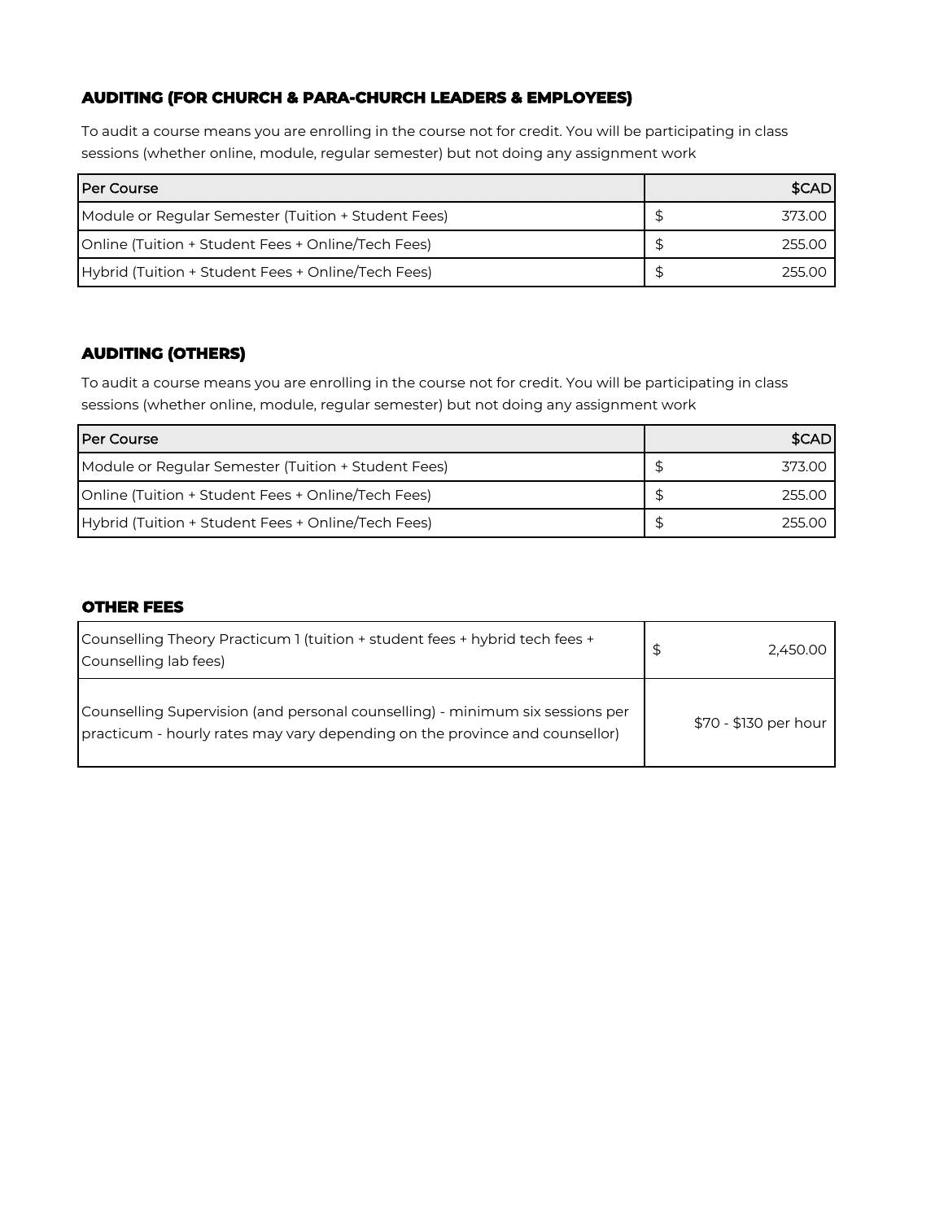### AUDITING (FOR CHURCH & PARA-CHURCH LEADERS & EMPLOYEES)

To audit a course means you are enrolling in the course not for credit. You will be participating in class sessions (whether online, module, regular semester) but not doing any assignment work

| Per Course | $CAD |
|---|---|
| Module or Regular Semester (Tuition + Student Fees) | $ 373.00 |
| Online (Tuition + Student Fees + Online/Tech Fees) | $ 255.00 |
| Hybrid (Tuition + Student Fees + Online/Tech Fees) | $ 255.00 |

### AUDITING (OTHERS)

To audit a course means you are enrolling in the course not for credit. You will be participating in class sessions (whether online, module, regular semester) but not doing any assignment work

| Per Course | $CAD |
|---|---|
| Module or Regular Semester (Tuition + Student Fees) | $ 373.00 |
| Online (Tuition + Student Fees + Online/Tech Fees) | $ 255.00 |
| Hybrid (Tuition + Student Fees + Online/Tech Fees) | $ 255.00 |

### OTHER FEES

| | |
|---|---|
| Counselling Theory Practicum 1 (tuition + student fees + hybrid tech fees + Counselling lab fees) | $ 2,450.00 |
| Counselling Supervision (and personal counselling) - minimum six sessions per practicum - hourly rates may vary depending on the province and counsellor) | $70 - $130 per hour |